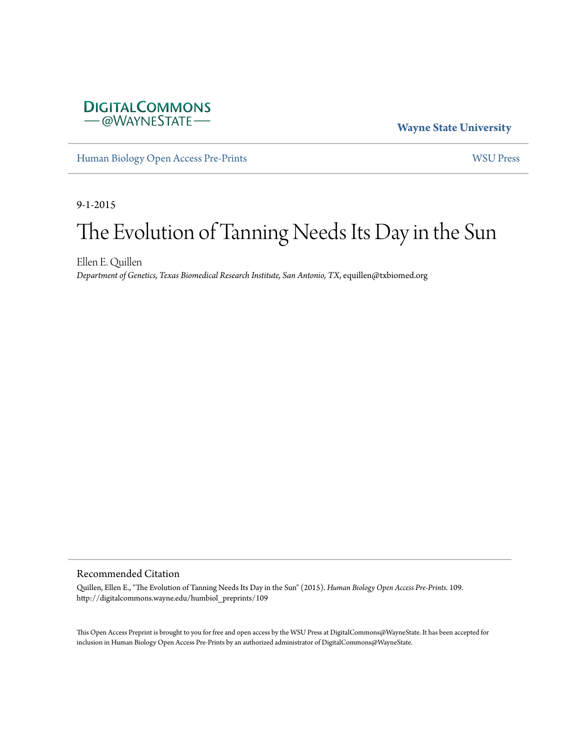DIGITALCOMMONS
— @WAYNESTATE —

**Wayne State University**

Human Biology Open Access Pre-Prints

WSU Press

9-1-2015

# The Evolution of Tanning Needs Its Day in the Sun

Ellen E. Quillen
*Department of Genetics, Texas Biomedical Research Institute, San Antonio, TX*, equillen@txbiomed.org

## Recommended Citation

Quillen, Ellen E., "The Evolution of Tanning Needs Its Day in the Sun" (2015). *Human Biology Open Access Pre-Prints*. 109.
http://digitalcommons.wayne.edu/humbiol_preprints/109

This Open Access Preprint is brought to you for free and open access by the WSU Press at DigitalCommons@WayneState. It has been accepted for inclusion in Human Biology Open Access Pre-Prints by an authorized administrator of DigitalCommons@WayneState.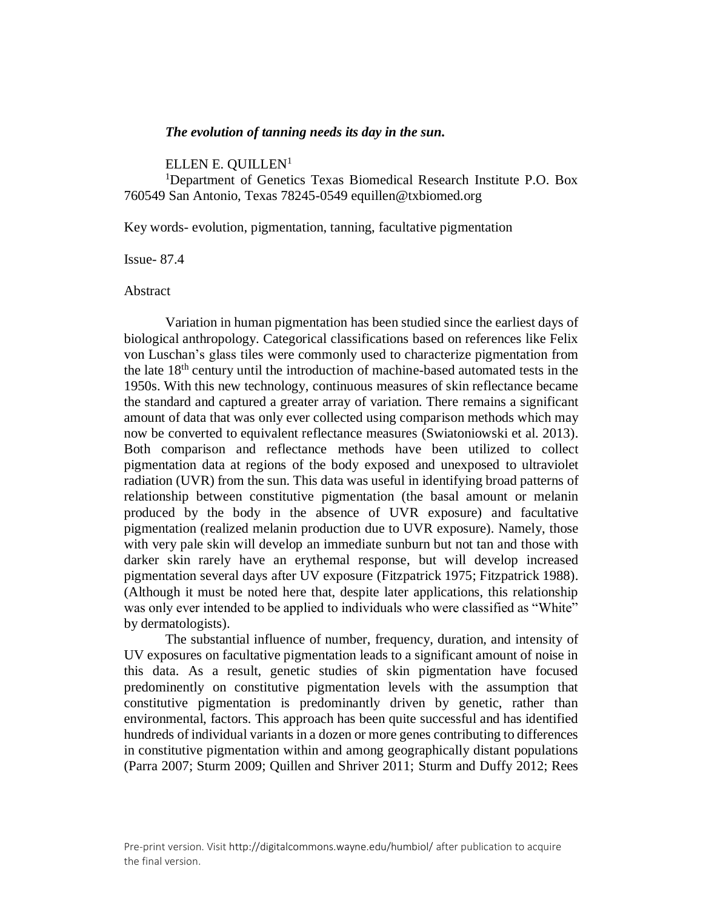*The evolution of tanning needs its day in the sun.*

ELLEN E. QUILLEN[1]

[1]Department of Genetics Texas Biomedical Research Institute P.O. Box 760549 San Antonio, Texas 78245-0549 equillen@txbiomed.org

Key words- evolution, pigmentation, tanning, facultative pigmentation

Issue- 87.4

Abstract

Variation in human pigmentation has been studied since the earliest days of biological anthropology. Categorical classifications based on references like Felix von Luschan's glass tiles were commonly used to characterize pigmentation from the late 18th century until the introduction of machine-based automated tests in the 1950s. With this new technology, continuous measures of skin reflectance became the standard and captured a greater array of variation. There remains a significant amount of data that was only ever collected using comparison methods which may now be converted to equivalent reflectance measures (Swiatoniowski et al. 2013). Both comparison and reflectance methods have been utilized to collect pigmentation data at regions of the body exposed and unexposed to ultraviolet radiation (UVR) from the sun. This data was useful in identifying broad patterns of relationship between constitutive pigmentation (the basal amount or melanin produced by the body in the absence of UVR exposure) and facultative pigmentation (realized melanin production due to UVR exposure). Namely, those with very pale skin will develop an immediate sunburn but not tan and those with darker skin rarely have an erythemal response, but will develop increased pigmentation several days after UV exposure (Fitzpatrick 1975; Fitzpatrick 1988). (Although it must be noted here that, despite later applications, this relationship was only ever intended to be applied to individuals who were classified as "White" by dermatologists).

The substantial influence of number, frequency, duration, and intensity of UV exposures on facultative pigmentation leads to a significant amount of noise in this data. As a result, genetic studies of skin pigmentation have focused predominently on constitutive pigmentation levels with the assumption that constitutive pigmentation is predominantly driven by genetic, rather than environmental, factors. This approach has been quite successful and has identified hundreds of individual variants in a dozen or more genes contributing to differences in constitutive pigmentation within and among geographically distant populations (Parra 2007; Sturm 2009; Quillen and Shriver 2011; Sturm and Duffy 2012; Rees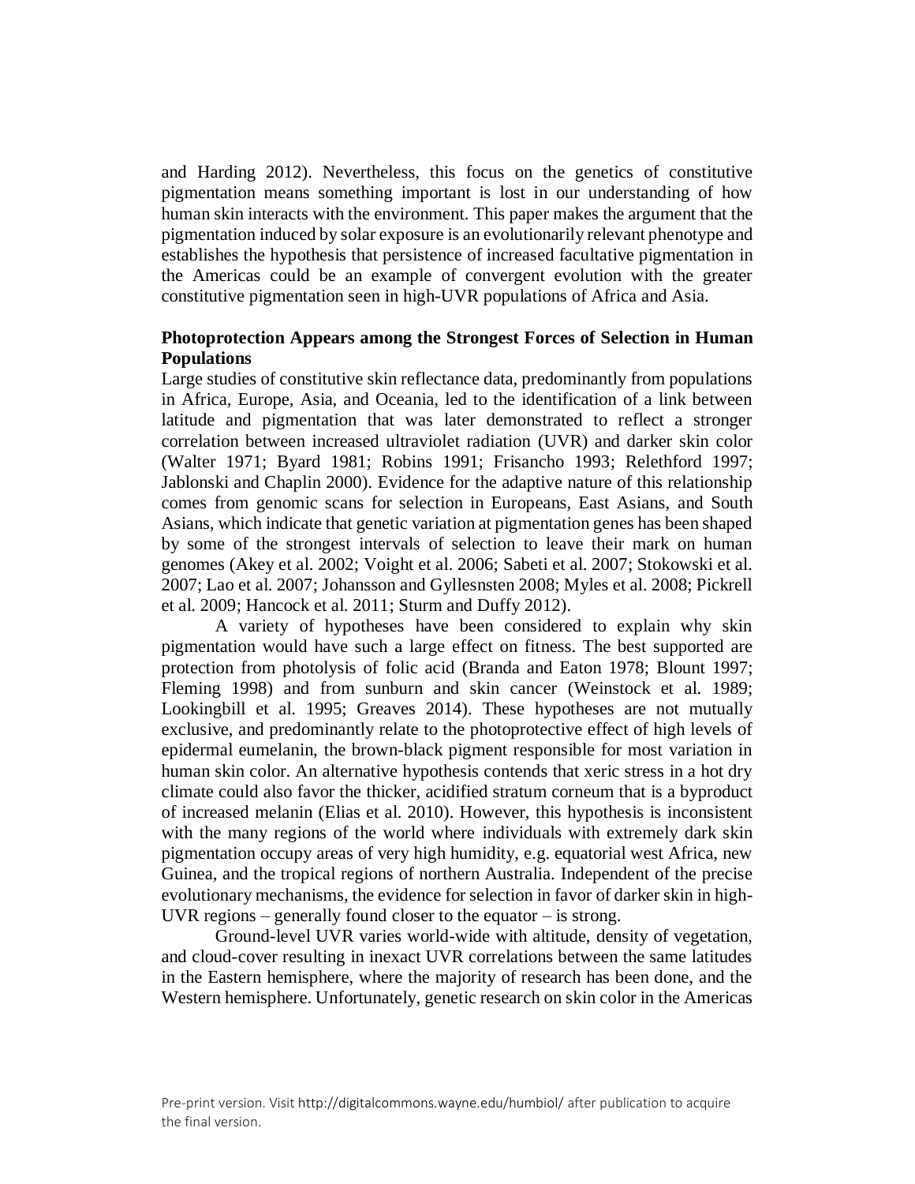and Harding 2012). Nevertheless, this focus on the genetics of constitutive pigmentation means something important is lost in our understanding of how human skin interacts with the environment. This paper makes the argument that the pigmentation induced by solar exposure is an evolutionarily relevant phenotype and establishes the hypothesis that persistence of increased facultative pigmentation in the Americas could be an example of convergent evolution with the greater constitutive pigmentation seen in high-UVR populations of Africa and Asia.

**Photoprotection Appears among the Strongest Forces of Selection in Human Populations**

Large studies of constitutive skin reflectance data, predominantly from populations in Africa, Europe, Asia, and Oceania, led to the identification of a link between latitude and pigmentation that was later demonstrated to reflect a stronger correlation between increased ultraviolet radiation (UVR) and darker skin color (Walter 1971; Byard 1981; Robins 1991; Frisancho 1993; Relethford 1997; Jablonski and Chaplin 2000). Evidence for the adaptive nature of this relationship comes from genomic scans for selection in Europeans, East Asians, and South Asians, which indicate that genetic variation at pigmentation genes has been shaped by some of the strongest intervals of selection to leave their mark on human genomes (Akey et al. 2002; Voight et al. 2006; Sabeti et al. 2007; Stokowski et al. 2007; Lao et al. 2007; Johansson and Gyllesnsten 2008; Myles et al. 2008; Pickrell et al. 2009; Hancock et al. 2011; Sturm and Duffy 2012).

A variety of hypotheses have been considered to explain why skin pigmentation would have such a large effect on fitness. The best supported are protection from photolysis of folic acid (Branda and Eaton 1978; Blount 1997; Fleming 1998) and from sunburn and skin cancer (Weinstock et al. 1989; Lookingbill et al. 1995; Greaves 2014). These hypotheses are not mutually exclusive, and predominantly relate to the photoprotective effect of high levels of epidermal eumelanin, the brown-black pigment responsible for most variation in human skin color. An alternative hypothesis contends that xeric stress in a hot dry climate could also favor the thicker, acidified stratum corneum that is a byproduct of increased melanin (Elias et al. 2010). However, this hypothesis is inconsistent with the many regions of the world where individuals with extremely dark skin pigmentation occupy areas of very high humidity, e.g. equatorial west Africa, new Guinea, and the tropical regions of northern Australia. Independent of the precise evolutionary mechanisms, the evidence for selection in favor of darker skin in high-UVR regions – generally found closer to the equator – is strong.

Ground-level UVR varies world-wide with altitude, density of vegetation, and cloud-cover resulting in inexact UVR correlations between the same latitudes in the Eastern hemisphere, where the majority of research has been done, and the Western hemisphere. Unfortunately, genetic research on skin color in the Americas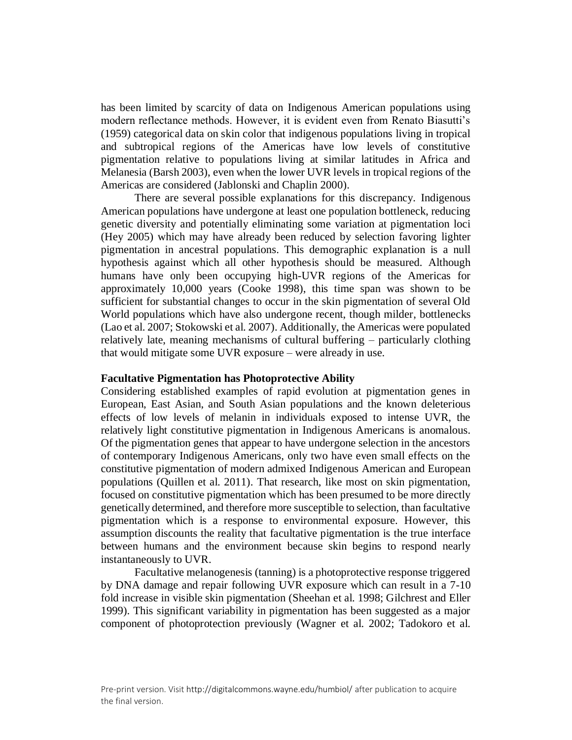has been limited by scarcity of data on Indigenous American populations using modern reflectance methods. However, it is evident even from Renato Biasutti's (1959) categorical data on skin color that indigenous populations living in tropical and subtropical regions of the Americas have low levels of constitutive pigmentation relative to populations living at similar latitudes in Africa and Melanesia (Barsh 2003), even when the lower UVR levels in tropical regions of the Americas are considered (Jablonski and Chaplin 2000).

There are several possible explanations for this discrepancy. Indigenous American populations have undergone at least one population bottleneck, reducing genetic diversity and potentially eliminating some variation at pigmentation loci (Hey 2005) which may have already been reduced by selection favoring lighter pigmentation in ancestral populations. This demographic explanation is a null hypothesis against which all other hypothesis should be measured. Although humans have only been occupying high-UVR regions of the Americas for approximately 10,000 years (Cooke 1998), this time span was shown to be sufficient for substantial changes to occur in the skin pigmentation of several Old World populations which have also undergone recent, though milder, bottlenecks (Lao et al. 2007; Stokowski et al. 2007). Additionally, the Americas were populated relatively late, meaning mechanisms of cultural buffering – particularly clothing that would mitigate some UVR exposure – were already in use.

### Facultative Pigmentation has Photoprotective Ability

Considering established examples of rapid evolution at pigmentation genes in European, East Asian, and South Asian populations and the known deleterious effects of low levels of melanin in individuals exposed to intense UVR, the relatively light constitutive pigmentation in Indigenous Americans is anomalous. Of the pigmentation genes that appear to have undergone selection in the ancestors of contemporary Indigenous Americans, only two have even small effects on the constitutive pigmentation of modern admixed Indigenous American and European populations (Quillen et al. 2011). That research, like most on skin pigmentation, focused on constitutive pigmentation which has been presumed to be more directly genetically determined, and therefore more susceptible to selection, than facultative pigmentation which is a response to environmental exposure. However, this assumption discounts the reality that facultative pigmentation is the true interface between humans and the environment because skin begins to respond nearly instantaneously to UVR.

Facultative melanogenesis (tanning) is a photoprotective response triggered by DNA damage and repair following UVR exposure which can result in a 7-10 fold increase in visible skin pigmentation (Sheehan et al. 1998; Gilchrest and Eller 1999). This significant variability in pigmentation has been suggested as a major component of photoprotection previously (Wagner et al. 2002; Tadokoro et al.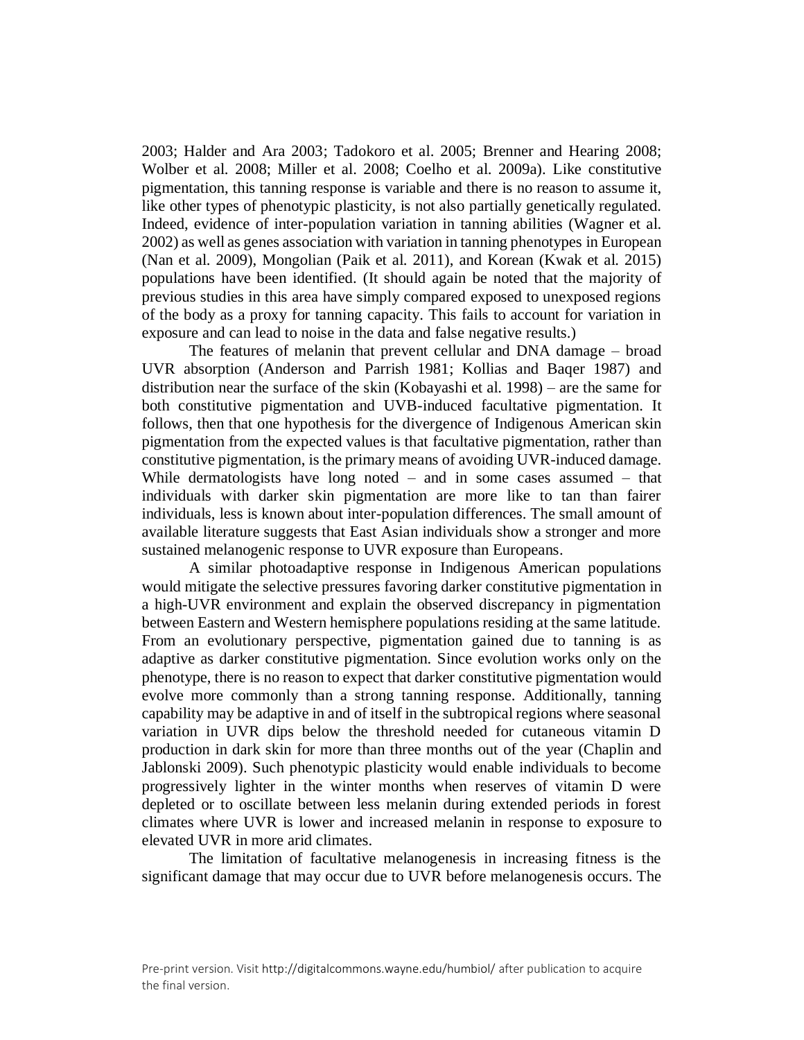2003; Halder and Ara 2003; Tadokoro et al. 2005; Brenner and Hearing 2008; Wolber et al. 2008; Miller et al. 2008; Coelho et al. 2009a). Like constitutive pigmentation, this tanning response is variable and there is no reason to assume it, like other types of phenotypic plasticity, is not also partially genetically regulated. Indeed, evidence of inter-population variation in tanning abilities (Wagner et al. 2002) as well as genes association with variation in tanning phenotypes in European (Nan et al. 2009), Mongolian (Paik et al. 2011), and Korean (Kwak et al. 2015) populations have been identified. (It should again be noted that the majority of previous studies in this area have simply compared exposed to unexposed regions of the body as a proxy for tanning capacity. This fails to account for variation in exposure and can lead to noise in the data and false negative results.)

The features of melanin that prevent cellular and DNA damage – broad UVR absorption (Anderson and Parrish 1981; Kollias and Baqer 1987) and distribution near the surface of the skin (Kobayashi et al. 1998) – are the same for both constitutive pigmentation and UVB-induced facultative pigmentation. It follows, then that one hypothesis for the divergence of Indigenous American skin pigmentation from the expected values is that facultative pigmentation, rather than constitutive pigmentation, is the primary means of avoiding UVR-induced damage. While dermatologists have long noted – and in some cases assumed – that individuals with darker skin pigmentation are more like to tan than fairer individuals, less is known about inter-population differences. The small amount of available literature suggests that East Asian individuals show a stronger and more sustained melanogenic response to UVR exposure than Europeans.

A similar photoadaptive response in Indigenous American populations would mitigate the selective pressures favoring darker constitutive pigmentation in a high-UVR environment and explain the observed discrepancy in pigmentation between Eastern and Western hemisphere populations residing at the same latitude. From an evolutionary perspective, pigmentation gained due to tanning is as adaptive as darker constitutive pigmentation. Since evolution works only on the phenotype, there is no reason to expect that darker constitutive pigmentation would evolve more commonly than a strong tanning response. Additionally, tanning capability may be adaptive in and of itself in the subtropical regions where seasonal variation in UVR dips below the threshold needed for cutaneous vitamin D production in dark skin for more than three months out of the year (Chaplin and Jablonski 2009). Such phenotypic plasticity would enable individuals to become progressively lighter in the winter months when reserves of vitamin D were depleted or to oscillate between less melanin during extended periods in forest climates where UVR is lower and increased melanin in response to exposure to elevated UVR in more arid climates.

The limitation of facultative melanogenesis in increasing fitness is the significant damage that may occur due to UVR before melanogenesis occurs. The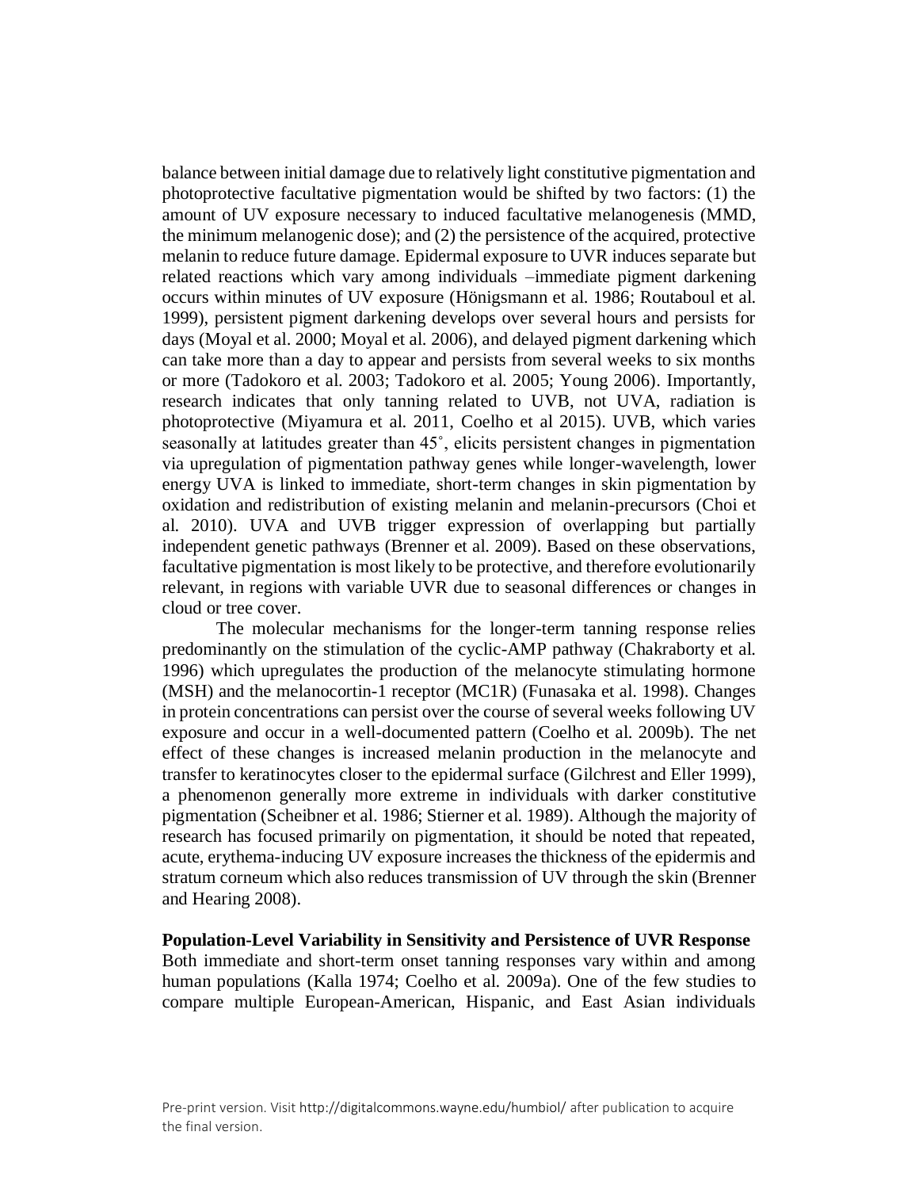balance between initial damage due to relatively light constitutive pigmentation and photoprotective facultative pigmentation would be shifted by two factors: (1) the amount of UV exposure necessary to induced facultative melanogenesis (MMD, the minimum melanogenic dose); and (2) the persistence of the acquired, protective melanin to reduce future damage. Epidermal exposure to UVR induces separate but related reactions which vary among individuals –immediate pigment darkening occurs within minutes of UV exposure (Hönigsmann et al. 1986; Routaboul et al. 1999), persistent pigment darkening develops over several hours and persists for days (Moyal et al. 2000; Moyal et al. 2006), and delayed pigment darkening which can take more than a day to appear and persists from several weeks to six months or more (Tadokoro et al. 2003; Tadokoro et al. 2005; Young 2006). Importantly, research indicates that only tanning related to UVB, not UVA, radiation is photoprotective (Miyamura et al. 2011, Coelho et al 2015). UVB, which varies seasonally at latitudes greater than 45˚, elicits persistent changes in pigmentation via upregulation of pigmentation pathway genes while longer-wavelength, lower energy UVA is linked to immediate, short-term changes in skin pigmentation by oxidation and redistribution of existing melanin and melanin-precursors (Choi et al. 2010). UVA and UVB trigger expression of overlapping but partially independent genetic pathways (Brenner et al. 2009). Based on these observations, facultative pigmentation is most likely to be protective, and therefore evolutionarily relevant, in regions with variable UVR due to seasonal differences or changes in cloud or tree cover.

The molecular mechanisms for the longer-term tanning response relies predominantly on the stimulation of the cyclic-AMP pathway (Chakraborty et al. 1996) which upregulates the production of the melanocyte stimulating hormone (MSH) and the melanocortin-1 receptor (MC1R) (Funasaka et al. 1998). Changes in protein concentrations can persist over the course of several weeks following UV exposure and occur in a well-documented pattern (Coelho et al. 2009b). The net effect of these changes is increased melanin production in the melanocyte and transfer to keratinocytes closer to the epidermal surface (Gilchrest and Eller 1999), a phenomenon generally more extreme in individuals with darker constitutive pigmentation (Scheibner et al. 1986; Stierner et al. 1989). Although the majority of research has focused primarily on pigmentation, it should be noted that repeated, acute, erythema-inducing UV exposure increases the thickness of the epidermis and stratum corneum which also reduces transmission of UV through the skin (Brenner and Hearing 2008).

**Population-Level Variability in Sensitivity and Persistence of UVR Response**

Both immediate and short-term onset tanning responses vary within and among human populations (Kalla 1974; Coelho et al. 2009a). One of the few studies to compare multiple European-American, Hispanic, and East Asian individuals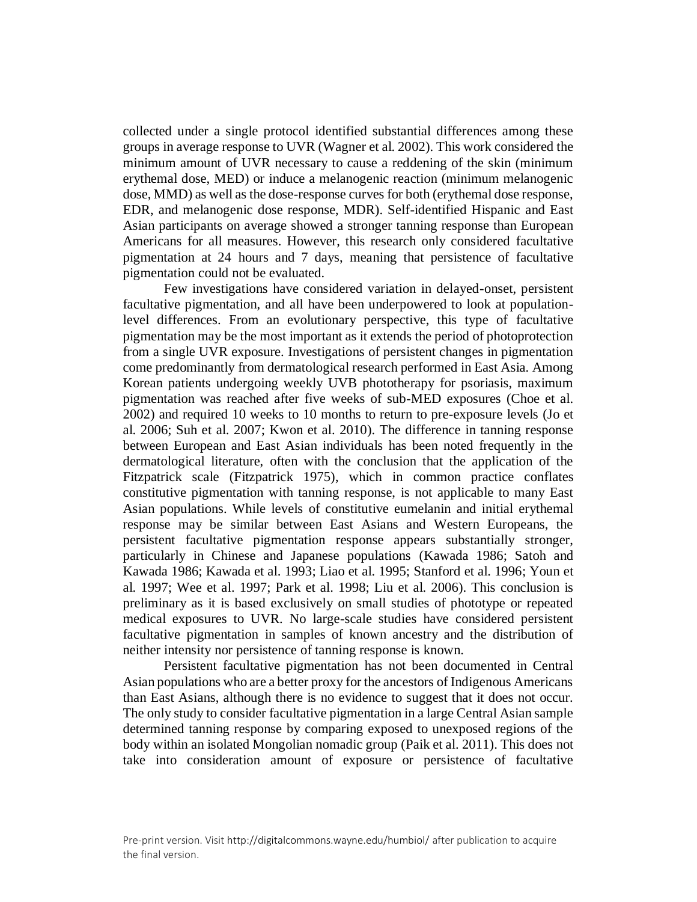collected under a single protocol identified substantial differences among these groups in average response to UVR (Wagner et al. 2002). This work considered the minimum amount of UVR necessary to cause a reddening of the skin (minimum erythemal dose, MED) or induce a melanogenic reaction (minimum melanogenic dose, MMD) as well as the dose-response curves for both (erythemal dose response, EDR, and melanogenic dose response, MDR). Self-identified Hispanic and East Asian participants on average showed a stronger tanning response than European Americans for all measures. However, this research only considered facultative pigmentation at 24 hours and 7 days, meaning that persistence of facultative pigmentation could not be evaluated.

Few investigations have considered variation in delayed-onset, persistent facultative pigmentation, and all have been underpowered to look at population-level differences. From an evolutionary perspective, this type of facultative pigmentation may be the most important as it extends the period of photoprotection from a single UVR exposure. Investigations of persistent changes in pigmentation come predominantly from dermatological research performed in East Asia. Among Korean patients undergoing weekly UVB phototherapy for psoriasis, maximum pigmentation was reached after five weeks of sub-MED exposures (Choe et al. 2002) and required 10 weeks to 10 months to return to pre-exposure levels (Jo et al. 2006; Suh et al. 2007; Kwon et al. 2010). The difference in tanning response between European and East Asian individuals has been noted frequently in the dermatological literature, often with the conclusion that the application of the Fitzpatrick scale (Fitzpatrick 1975), which in common practice conflates constitutive pigmentation with tanning response, is not applicable to many East Asian populations. While levels of constitutive eumelanin and initial erythemal response may be similar between East Asians and Western Europeans, the persistent facultative pigmentation response appears substantially stronger, particularly in Chinese and Japanese populations (Kawada 1986; Satoh and Kawada 1986; Kawada et al. 1993; Liao et al. 1995; Stanford et al. 1996; Youn et al. 1997; Wee et al. 1997; Park et al. 1998; Liu et al. 2006). This conclusion is preliminary as it is based exclusively on small studies of phototype or repeated medical exposures to UVR. No large-scale studies have considered persistent facultative pigmentation in samples of known ancestry and the distribution of neither intensity nor persistence of tanning response is known.

Persistent facultative pigmentation has not been documented in Central Asian populations who are a better proxy for the ancestors of Indigenous Americans than East Asians, although there is no evidence to suggest that it does not occur. The only study to consider facultative pigmentation in a large Central Asian sample determined tanning response by comparing exposed to unexposed regions of the body within an isolated Mongolian nomadic group (Paik et al. 2011). This does not take into consideration amount of exposure or persistence of facultative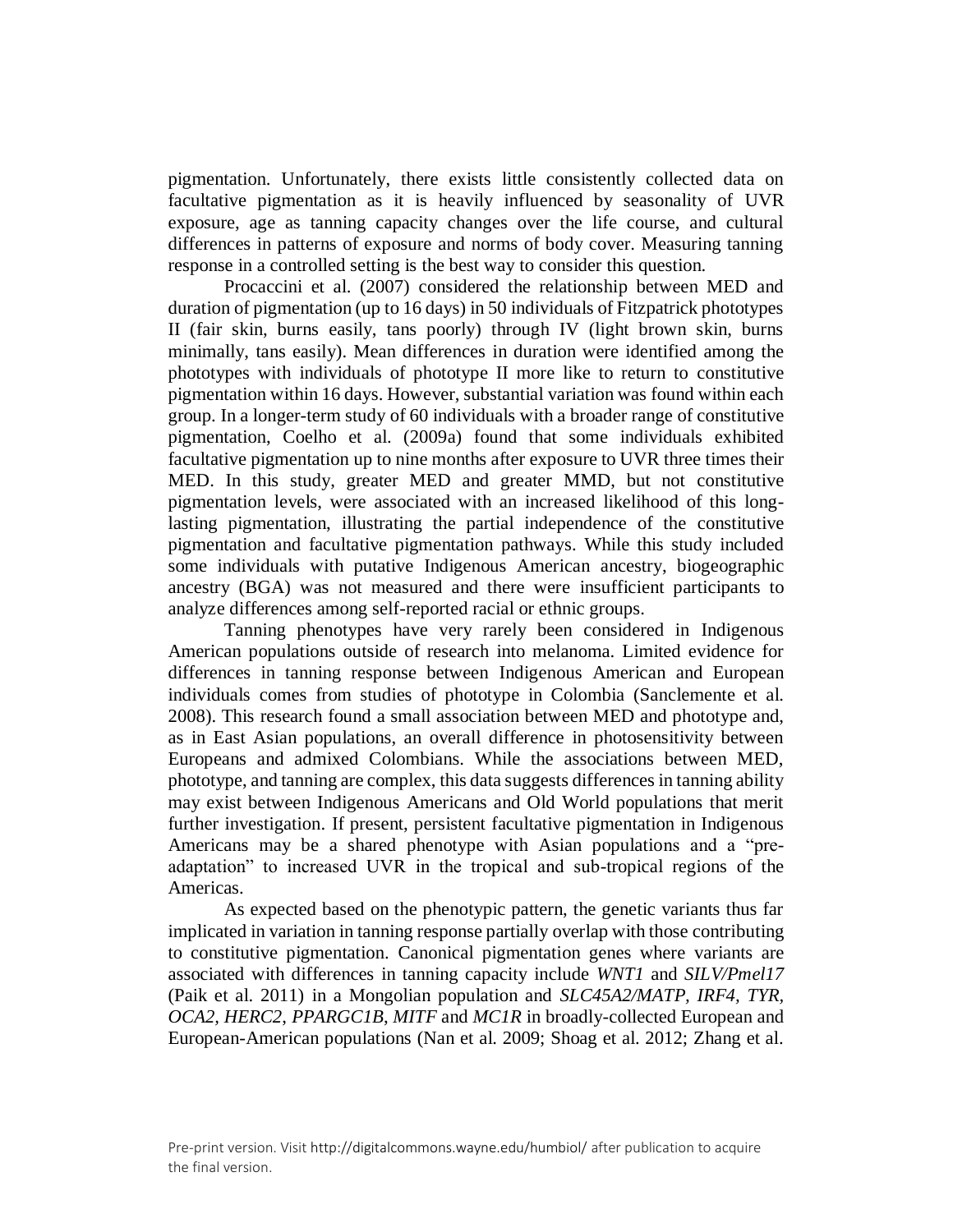pigmentation. Unfortunately, there exists little consistently collected data on facultative pigmentation as it is heavily influenced by seasonality of UVR exposure, age as tanning capacity changes over the life course, and cultural differences in patterns of exposure and norms of body cover. Measuring tanning response in a controlled setting is the best way to consider this question.

Procaccini et al. (2007) considered the relationship between MED and duration of pigmentation (up to 16 days) in 50 individuals of Fitzpatrick phototypes II (fair skin, burns easily, tans poorly) through IV (light brown skin, burns minimally, tans easily). Mean differences in duration were identified among the phototypes with individuals of phototype II more like to return to constitutive pigmentation within 16 days. However, substantial variation was found within each group. In a longer-term study of 60 individuals with a broader range of constitutive pigmentation, Coelho et al. (2009a) found that some individuals exhibited facultative pigmentation up to nine months after exposure to UVR three times their MED. In this study, greater MED and greater MMD, but not constitutive pigmentation levels, were associated with an increased likelihood of this long-lasting pigmentation, illustrating the partial independence of the constitutive pigmentation and facultative pigmentation pathways. While this study included some individuals with putative Indigenous American ancestry, biogeographic ancestry (BGA) was not measured and there were insufficient participants to analyze differences among self-reported racial or ethnic groups.

Tanning phenotypes have very rarely been considered in Indigenous American populations outside of research into melanoma. Limited evidence for differences in tanning response between Indigenous American and European individuals comes from studies of phototype in Colombia (Sanclemente et al. 2008). This research found a small association between MED and phototype and, as in East Asian populations, an overall difference in photosensitivity between Europeans and admixed Colombians. While the associations between MED, phototype, and tanning are complex, this data suggests differences in tanning ability may exist between Indigenous Americans and Old World populations that merit further investigation. If present, persistent facultative pigmentation in Indigenous Americans may be a shared phenotype with Asian populations and a "pre-adaptation" to increased UVR in the tropical and sub-tropical regions of the Americas.

As expected based on the phenotypic pattern, the genetic variants thus far implicated in variation in tanning response partially overlap with those contributing to constitutive pigmentation. Canonical pigmentation genes where variants are associated with differences in tanning capacity include *WNT1* and *SILV/Pmel17* (Paik et al. 2011) in a Mongolian population and *SLC45A2/MATP*, *IRF4*, *TYR*, *OCA2*, *HERC2*, *PPARGC1B*, *MITF* and *MC1R* in broadly-collected European and European-American populations (Nan et al. 2009; Shoag et al. 2012; Zhang et al.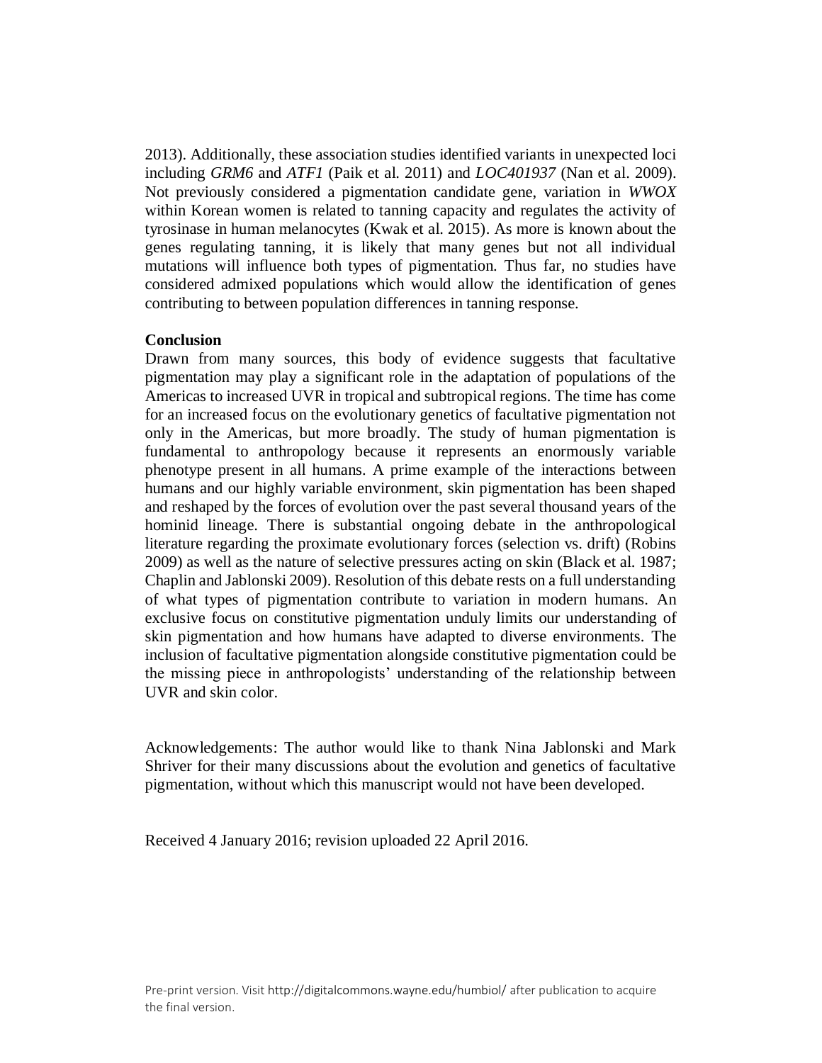2013). Additionally, these association studies identified variants in unexpected loci including *GRM6* and *ATF1* (Paik et al. 2011) and *LOC401937* (Nan et al. 2009). Not previously considered a pigmentation candidate gene, variation in *WWOX* within Korean women is related to tanning capacity and regulates the activity of tyrosinase in human melanocytes (Kwak et al. 2015). As more is known about the genes regulating tanning, it is likely that many genes but not all individual mutations will influence both types of pigmentation. Thus far, no studies have considered admixed populations which would allow the identification of genes contributing to between population differences in tanning response.

**Conclusion**

Drawn from many sources, this body of evidence suggests that facultative pigmentation may play a significant role in the adaptation of populations of the Americas to increased UVR in tropical and subtropical regions. The time has come for an increased focus on the evolutionary genetics of facultative pigmentation not only in the Americas, but more broadly. The study of human pigmentation is fundamental to anthropology because it represents an enormously variable phenotype present in all humans. A prime example of the interactions between humans and our highly variable environment, skin pigmentation has been shaped and reshaped by the forces of evolution over the past several thousand years of the hominid lineage. There is substantial ongoing debate in the anthropological literature regarding the proximate evolutionary forces (selection vs. drift) (Robins 2009) as well as the nature of selective pressures acting on skin (Black et al. 1987; Chaplin and Jablonski 2009). Resolution of this debate rests on a full understanding of what types of pigmentation contribute to variation in modern humans. An exclusive focus on constitutive pigmentation unduly limits our understanding of skin pigmentation and how humans have adapted to diverse environments. The inclusion of facultative pigmentation alongside constitutive pigmentation could be the missing piece in anthropologists' understanding of the relationship between UVR and skin color.

Acknowledgements: The author would like to thank Nina Jablonski and Mark Shriver for their many discussions about the evolution and genetics of facultative pigmentation, without which this manuscript would not have been developed.

Received 4 January 2016; revision uploaded 22 April 2016.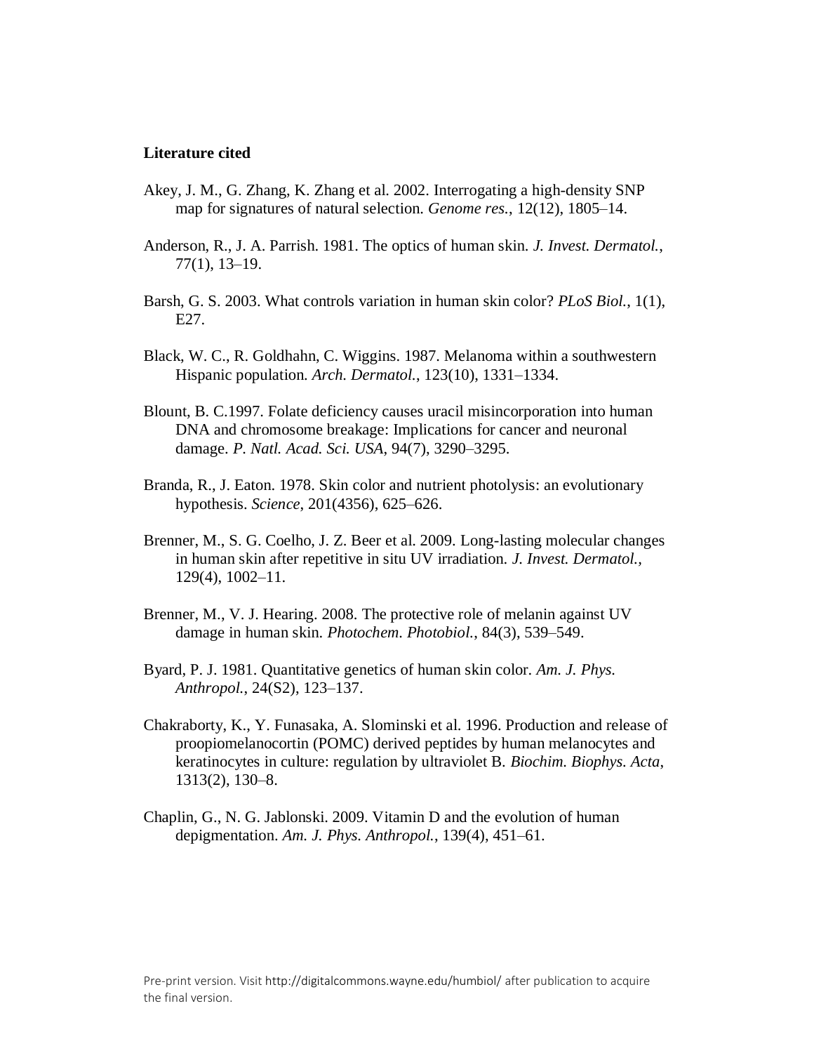**Literature cited**

Akey, J. M., G. Zhang, K. Zhang et al. 2002. Interrogating a high-density SNP map for signatures of natural selection. *Genome res.*, 12(12), 1805–14.

Anderson, R., J. A. Parrish. 1981. The optics of human skin. *J. Invest. Dermatol.*, 77(1), 13–19.

Barsh, G. S. 2003. What controls variation in human skin color? *PLoS Biol.*, 1(1), E27.

Black, W. C., R. Goldhahn, C. Wiggins. 1987. Melanoma within a southwestern Hispanic population. *Arch. Dermatol.*, 123(10), 1331–1334.

Blount, B. C.1997. Folate deficiency causes uracil misincorporation into human DNA and chromosome breakage: Implications for cancer and neuronal damage. *P. Natl. Acad. Sci. USA*, 94(7), 3290–3295.

Branda, R., J. Eaton. 1978. Skin color and nutrient photolysis: an evolutionary hypothesis. *Science*, 201(4356), 625–626.

Brenner, M., S. G. Coelho, J. Z. Beer et al. 2009. Long-lasting molecular changes in human skin after repetitive in situ UV irradiation. *J. Invest. Dermatol.*, 129(4), 1002–11.

Brenner, M., V. J. Hearing. 2008. The protective role of melanin against UV damage in human skin. *Photochem. Photobiol.*, 84(3), 539–549.

Byard, P. J. 1981. Quantitative genetics of human skin color. *Am. J. Phys. Anthropol.*, 24(S2), 123–137.

Chakraborty, K., Y. Funasaka, A. Slominski et al. 1996. Production and release of proopiomelanocortin (POMC) derived peptides by human melanocytes and keratinocytes in culture: regulation by ultraviolet B. *Biochim. Biophys. Acta*, 1313(2), 130–8.

Chaplin, G., N. G. Jablonski. 2009. Vitamin D and the evolution of human depigmentation. *Am. J. Phys. Anthropol.*, 139(4), 451–61.

Pre-print version. Visit http://digitalcommons.wayne.edu/humbiol/ after publication to acquire the final version.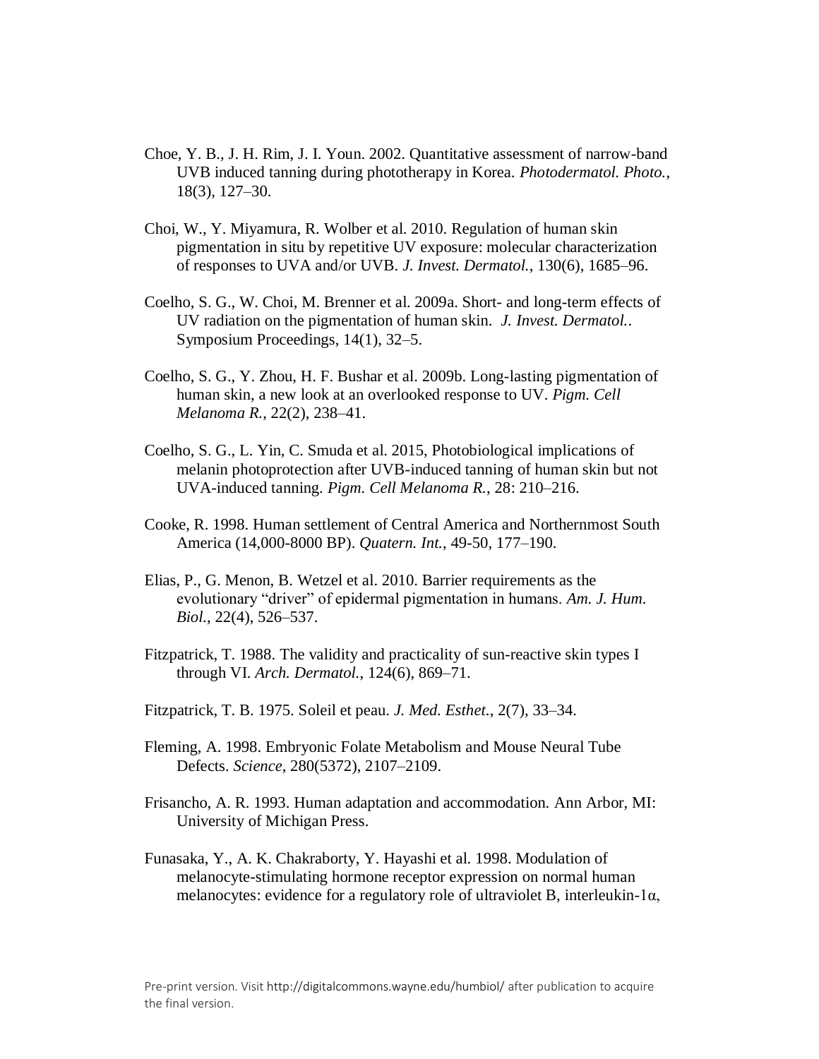Choe, Y. B., J. H. Rim, J. I. Youn. 2002. Quantitative assessment of narrow-band UVB induced tanning during phototherapy in Korea. *Photodermatol. Photo.*, 18(3), 127–30.

Choi, W., Y. Miyamura, R. Wolber et al. 2010. Regulation of human skin pigmentation in situ by repetitive UV exposure: molecular characterization of responses to UVA and/or UVB. *J. Invest. Dermatol.*, 130(6), 1685–96.

Coelho, S. G., W. Choi, M. Brenner et al. 2009a. Short- and long-term effects of UV radiation on the pigmentation of human skin. *J. Invest. Dermatol.*. Symposium Proceedings, 14(1), 32–5.

Coelho, S. G., Y. Zhou, H. F. Bushar et al. 2009b. Long-lasting pigmentation of human skin, a new look at an overlooked response to UV. *Pigm. Cell Melanoma R.*, 22(2), 238–41.

Coelho, S. G., L. Yin, C. Smuda et al. 2015, Photobiological implications of melanin photoprotection after UVB-induced tanning of human skin but not UVA-induced tanning. *Pigm. Cell Melanoma R.*, 28: 210–216.

Cooke, R. 1998. Human settlement of Central America and Northernmost South America (14,000-8000 BP). *Quatern. Int.*, 49-50, 177–190.

Elias, P., G. Menon, B. Wetzel et al. 2010. Barrier requirements as the evolutionary "driver" of epidermal pigmentation in humans. *Am. J. Hum. Biol.*, 22(4), 526–537.

Fitzpatrick, T. 1988. The validity and practicality of sun-reactive skin types I through VI. *Arch. Dermatol.*, 124(6), 869–71.

Fitzpatrick, T. B. 1975. Soleil et peau. *J. Med. Esthet.*, 2(7), 33–34.

Fleming, A. 1998. Embryonic Folate Metabolism and Mouse Neural Tube Defects. *Science*, 280(5372), 2107–2109.

Frisancho, A. R. 1993. Human adaptation and accommodation. Ann Arbor, MI: University of Michigan Press.

Funasaka, Y., A. K. Chakraborty, Y. Hayashi et al. 1998. Modulation of melanocyte-stimulating hormone receptor expression on normal human melanocytes: evidence for a regulatory role of ultraviolet B, interleukin-1α,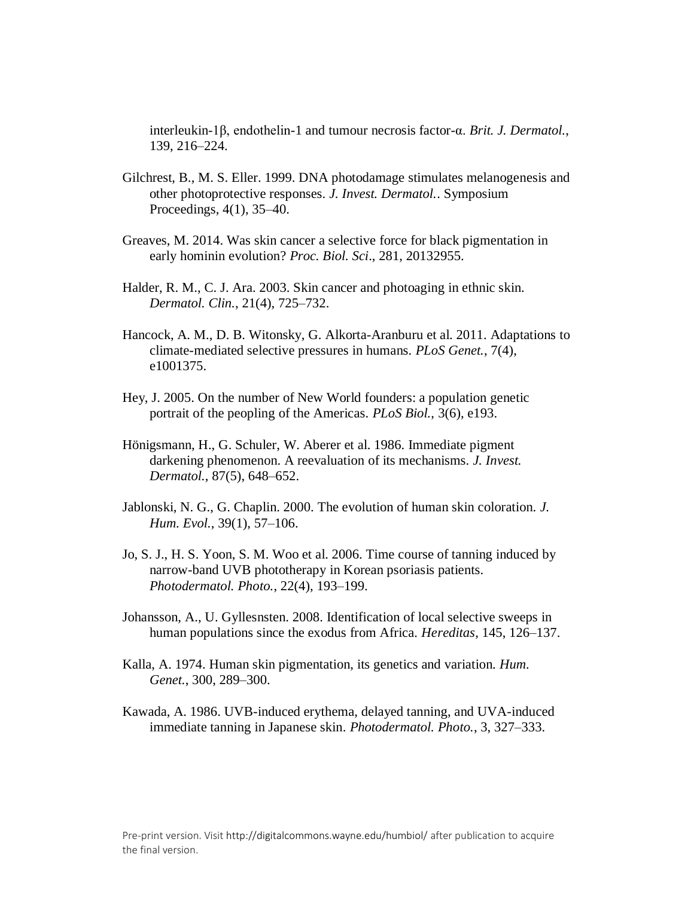interleukin-1β, endothelin-1 and tumour necrosis factor-α. *Brit. J. Dermatol.*, 139, 216–224.

Gilchrest, B., M. S. Eller. 1999. DNA photodamage stimulates melanogenesis and other photoprotective responses. *J. Invest. Dermatol.*. Symposium Proceedings, 4(1), 35–40.

Greaves, M. 2014. Was skin cancer a selective force for black pigmentation in early hominin evolution? *Proc. Biol. Sci*., 281, 20132955.

Halder, R. M., C. J. Ara. 2003. Skin cancer and photoaging in ethnic skin. *Dermatol. Clin.*, 21(4), 725–732.

Hancock, A. M., D. B. Witonsky, G. Alkorta-Aranburu et al. 2011. Adaptations to climate-mediated selective pressures in humans. *PLoS Genet.*, 7(4), e1001375.

Hey, J. 2005. On the number of New World founders: a population genetic portrait of the peopling of the Americas. *PLoS Biol.*, 3(6), e193.

Hönigsmann, H., G. Schuler, W. Aberer et al. 1986. Immediate pigment darkening phenomenon. A reevaluation of its mechanisms. *J. Invest. Dermatol.*, 87(5), 648–652.

Jablonski, N. G., G. Chaplin. 2000. The evolution of human skin coloration. *J. Hum. Evol.*, 39(1), 57–106.

Jo, S. J., H. S. Yoon, S. M. Woo et al. 2006. Time course of tanning induced by narrow-band UVB phototherapy in Korean psoriasis patients. *Photodermatol. Photo.*, 22(4), 193–199.

Johansson, A., U. Gyllesnsten. 2008. Identification of local selective sweeps in human populations since the exodus from Africa. *Hereditas*, 145, 126–137.

Kalla, A. 1974. Human skin pigmentation, its genetics and variation. *Hum. Genet.*, 300, 289–300.

Kawada, A. 1986. UVB-induced erythema, delayed tanning, and UVA-induced immediate tanning in Japanese skin. *Photodermatol. Photo.*, 3, 327–333.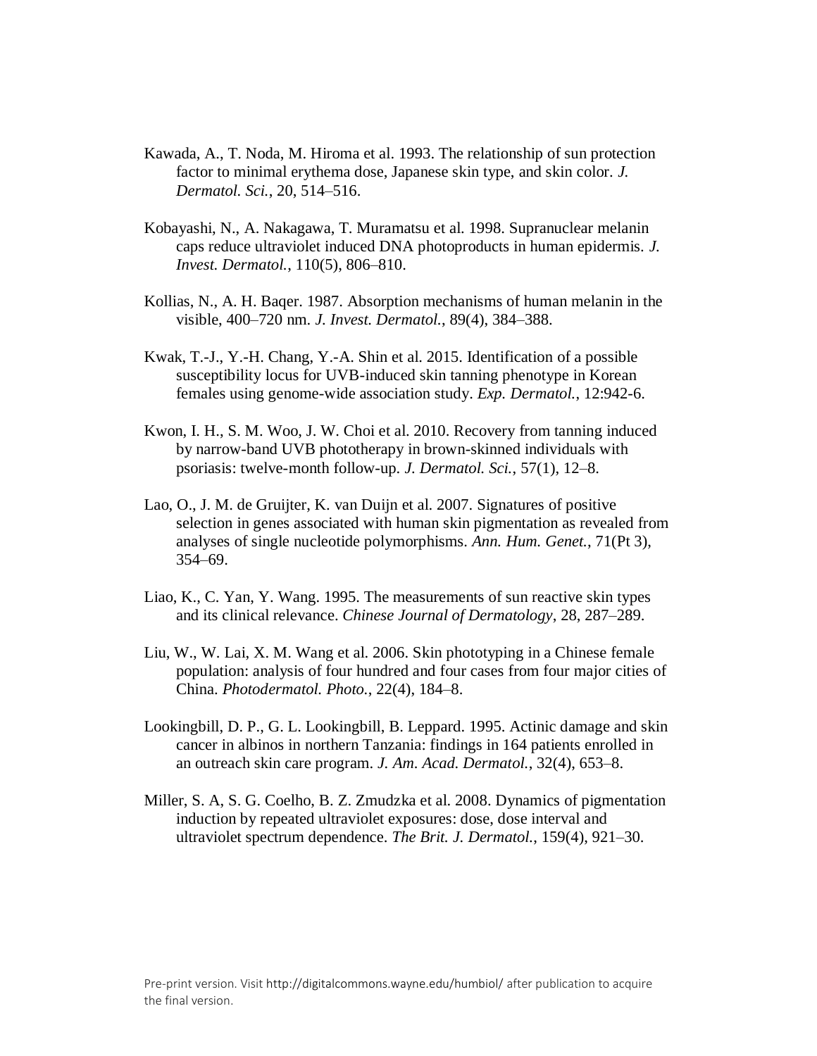Kawada, A., T. Noda, M. Hiroma et al. 1993. The relationship of sun protection factor to minimal erythema dose, Japanese skin type, and skin color. *J. Dermatol. Sci.*, 20, 514–516.

Kobayashi, N., A. Nakagawa, T. Muramatsu et al. 1998. Supranuclear melanin caps reduce ultraviolet induced DNA photoproducts in human epidermis. *J. Invest. Dermatol.*, 110(5), 806–810.

Kollias, N., A. H. Baqer. 1987. Absorption mechanisms of human melanin in the visible, 400–720 nm. *J. Invest. Dermatol.*, 89(4), 384–388.

Kwak, T.-J., Y.-H. Chang, Y.-A. Shin et al. 2015. Identification of a possible susceptibility locus for UVB-induced skin tanning phenotype in Korean females using genome-wide association study. *Exp. Dermatol.*, 12:942-6.

Kwon, I. H., S. M. Woo, J. W. Choi et al. 2010. Recovery from tanning induced by narrow-band UVB phototherapy in brown-skinned individuals with psoriasis: twelve-month follow-up. *J. Dermatol. Sci.*, 57(1), 12–8.

Lao, O., J. M. de Gruijter, K. van Duijn et al. 2007. Signatures of positive selection in genes associated with human skin pigmentation as revealed from analyses of single nucleotide polymorphisms. *Ann. Hum. Genet.*, 71(Pt 3), 354–69.

Liao, K., C. Yan, Y. Wang. 1995. The measurements of sun reactive skin types and its clinical relevance. *Chinese Journal of Dermatology*, 28, 287–289.

Liu, W., W. Lai, X. M. Wang et al. 2006. Skin phototyping in a Chinese female population: analysis of four hundred and four cases from four major cities of China. *Photodermatol. Photo.*, 22(4), 184–8.

Lookingbill, D. P., G. L. Lookingbill, B. Leppard. 1995. Actinic damage and skin cancer in albinos in northern Tanzania: findings in 164 patients enrolled in an outreach skin care program. *J. Am. Acad. Dermatol.*, 32(4), 653–8.

Miller, S. A, S. G. Coelho, B. Z. Zmudzka et al. 2008. Dynamics of pigmentation induction by repeated ultraviolet exposures: dose, dose interval and ultraviolet spectrum dependence. *The Brit. J. Dermatol.*, 159(4), 921–30.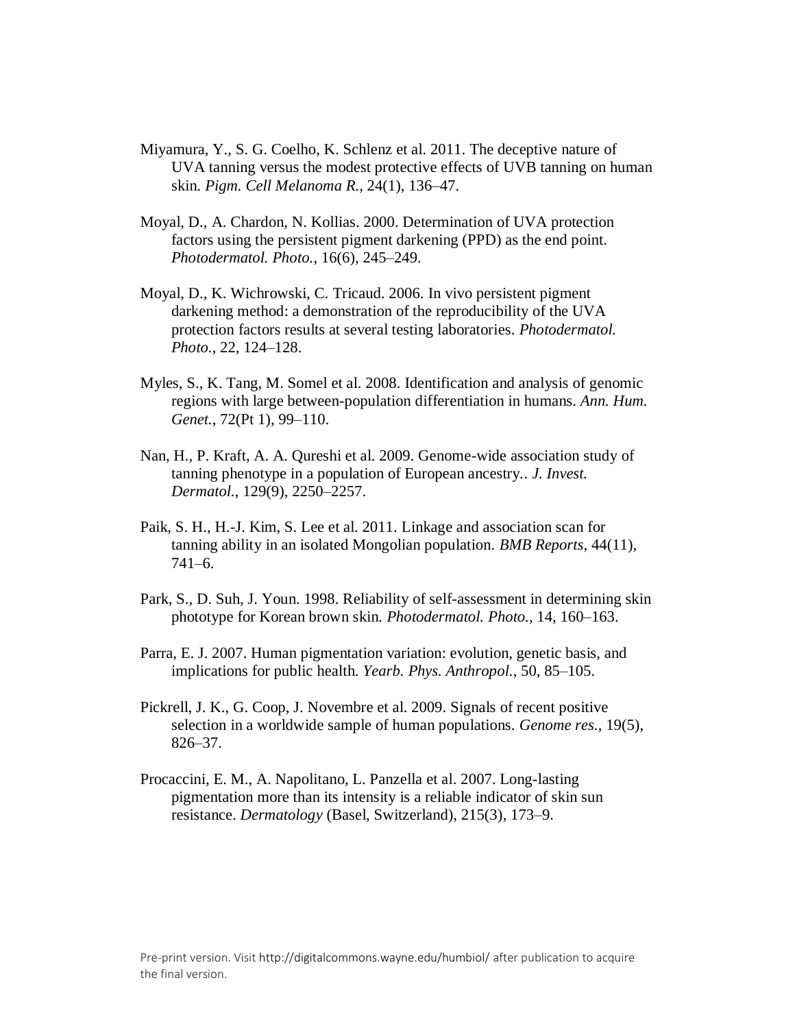Miyamura, Y., S. G. Coelho, K. Schlenz et al. 2011. The deceptive nature of UVA tanning versus the modest protective effects of UVB tanning on human skin. *Pigm. Cell Melanoma R.*, 24(1), 136–47.

Moyal, D., A. Chardon, N. Kollias. 2000. Determination of UVA protection factors using the persistent pigment darkening (PPD) as the end point. *Photodermatol. Photo.*, 16(6), 245–249.

Moyal, D., K. Wichrowski, C. Tricaud. 2006. In vivo persistent pigment darkening method: a demonstration of the reproducibility of the UVA protection factors results at several testing laboratories. *Photodermatol. Photo.*, 22, 124–128.

Myles, S., K. Tang, M. Somel et al. 2008. Identification and analysis of genomic regions with large between-population differentiation in humans. *Ann. Hum. Genet.*, 72(Pt 1), 99–110.

Nan, H., P. Kraft, A. A. Qureshi et al. 2009. Genome-wide association study of tanning phenotype in a population of European ancestry.. *J. Invest. Dermatol.*, 129(9), 2250–2257.

Paik, S. H., H.-J. Kim, S. Lee et al. 2011. Linkage and association scan for tanning ability in an isolated Mongolian population. *BMB Reports*, 44(11), 741–6.

Park, S., D. Suh, J. Youn. 1998. Reliability of self-assessment in determining skin phototype for Korean brown skin. *Photodermatol. Photo.*, 14, 160–163.

Parra, E. J. 2007. Human pigmentation variation: evolution, genetic basis, and implications for public health. *Yearb. Phys. Anthropol.*, 50, 85–105.

Pickrell, J. K., G. Coop, J. Novembre et al. 2009. Signals of recent positive selection in a worldwide sample of human populations. *Genome res.*, 19(5), 826–37.

Procaccini, E. M., A. Napolitano, L. Panzella et al. 2007. Long-lasting pigmentation more than its intensity is a reliable indicator of skin sun resistance. *Dermatology* (Basel, Switzerland), 215(3), 173–9.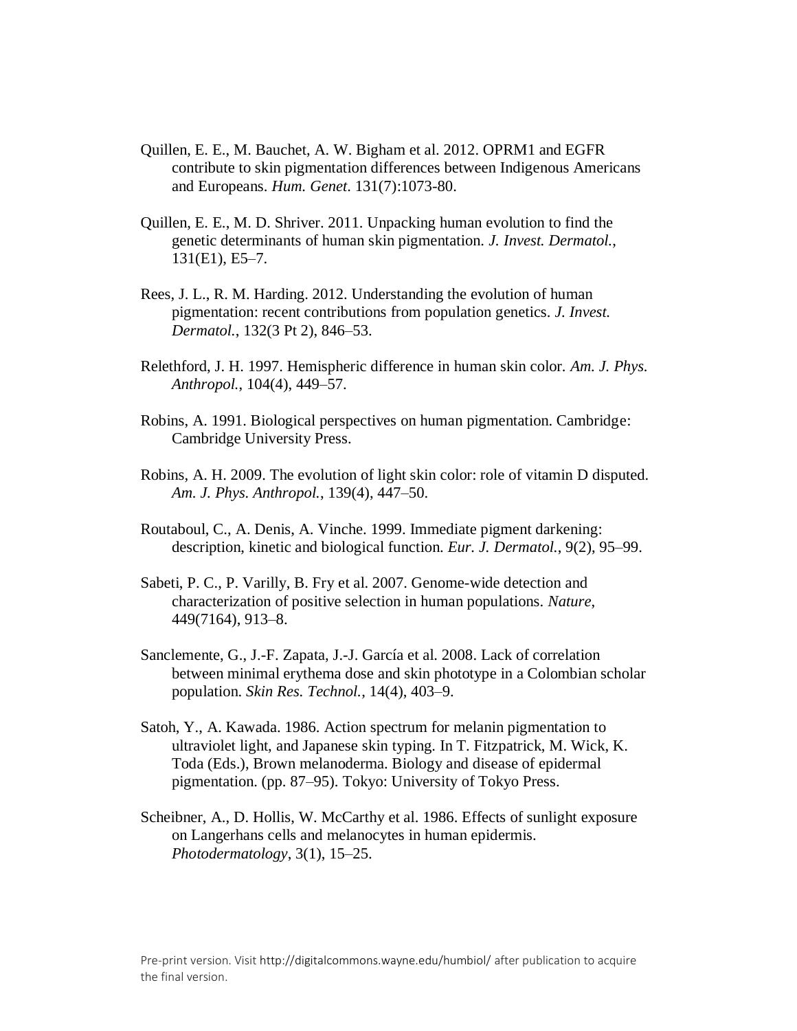Quillen, E. E., M. Bauchet, A. W. Bigham et al. 2012. OPRM1 and EGFR contribute to skin pigmentation differences between Indigenous Americans and Europeans. *Hum. Genet*. 131(7):1073-80.

Quillen, E. E., M. D. Shriver. 2011. Unpacking human evolution to find the genetic determinants of human skin pigmentation. *J. Invest. Dermatol.*, 131(E1), E5–7.

Rees, J. L., R. M. Harding. 2012. Understanding the evolution of human pigmentation: recent contributions from population genetics. *J. Invest. Dermatol.*, 132(3 Pt 2), 846–53.

Relethford, J. H. 1997. Hemispheric difference in human skin color. *Am. J. Phys. Anthropol.*, 104(4), 449–57.

Robins, A. 1991. Biological perspectives on human pigmentation. Cambridge: Cambridge University Press.

Robins, A. H. 2009. The evolution of light skin color: role of vitamin D disputed. *Am. J. Phys. Anthropol.*, 139(4), 447–50.

Routaboul, C., A. Denis, A. Vinche. 1999. Immediate pigment darkening: description, kinetic and biological function. *Eur. J. Dermatol.*, 9(2), 95–99.

Sabeti, P. C., P. Varilly, B. Fry et al. 2007. Genome-wide detection and characterization of positive selection in human populations. *Nature*, 449(7164), 913–8.

Sanclemente, G., J.-F. Zapata, J.-J. García et al. 2008. Lack of correlation between minimal erythema dose and skin phototype in a Colombian scholar population. *Skin Res. Technol.*, 14(4), 403–9.

Satoh, Y., A. Kawada. 1986. Action spectrum for melanin pigmentation to ultraviolet light, and Japanese skin typing. In T. Fitzpatrick, M. Wick, K. Toda (Eds.), Brown melanoderma. Biology and disease of epidermal pigmentation. (pp. 87–95). Tokyo: University of Tokyo Press.

Scheibner, A., D. Hollis, W. McCarthy et al. 1986. Effects of sunlight exposure on Langerhans cells and melanocytes in human epidermis. *Photodermatology*, 3(1), 15–25.

Pre-print version. Visit http://digitalcommons.wayne.edu/humbiol/ after publication to acquire the final version.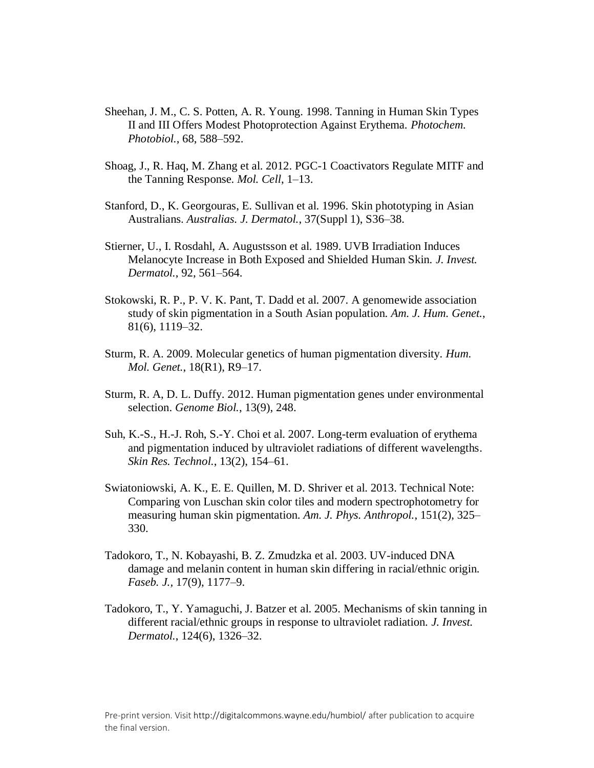Sheehan, J. M., C. S. Potten, A. R. Young. 1998. Tanning in Human Skin Types II and III Offers Modest Photoprotection Against Erythema. *Photochem. Photobiol.*, 68, 588–592.

Shoag, J., R. Haq, M. Zhang et al. 2012. PGC-1 Coactivators Regulate MITF and the Tanning Response. *Mol. Cell*, 1–13.

Stanford, D., K. Georgouras, E. Sullivan et al. 1996. Skin phototyping in Asian Australians. *Australias. J. Dermatol.*, 37(Suppl 1), S36–38.

Stierner, U., I. Rosdahl, A. Augustsson et al. 1989. UVB Irradiation Induces Melanocyte Increase in Both Exposed and Shielded Human Skin. *J. Invest. Dermatol.*, 92, 561–564.

Stokowski, R. P., P. V. K. Pant, T. Dadd et al. 2007. A genomewide association study of skin pigmentation in a South Asian population. *Am. J. Hum. Genet.*, 81(6), 1119–32.

Sturm, R. A. 2009. Molecular genetics of human pigmentation diversity. *Hum. Mol. Genet.*, 18(R1), R9–17.

Sturm, R. A, D. L. Duffy. 2012. Human pigmentation genes under environmental selection. *Genome Biol.*, 13(9), 248.

Suh, K.-S., H.-J. Roh, S.-Y. Choi et al. 2007. Long-term evaluation of erythema and pigmentation induced by ultraviolet radiations of different wavelengths. *Skin Res. Technol.*, 13(2), 154–61.

Swiatoniowski, A. K., E. E. Quillen, M. D. Shriver et al. 2013. Technical Note: Comparing von Luschan skin color tiles and modern spectrophotometry for measuring human skin pigmentation. *Am. J. Phys. Anthropol.*, 151(2), 325–330.

Tadokoro, T., N. Kobayashi, B. Z. Zmudzka et al. 2003. UV-induced DNA damage and melanin content in human skin differing in racial/ethnic origin. *Faseb. J.*, 17(9), 1177–9.

Tadokoro, T., Y. Yamaguchi, J. Batzer et al. 2005. Mechanisms of skin tanning in different racial/ethnic groups in response to ultraviolet radiation. *J. Invest. Dermatol.*, 124(6), 1326–32.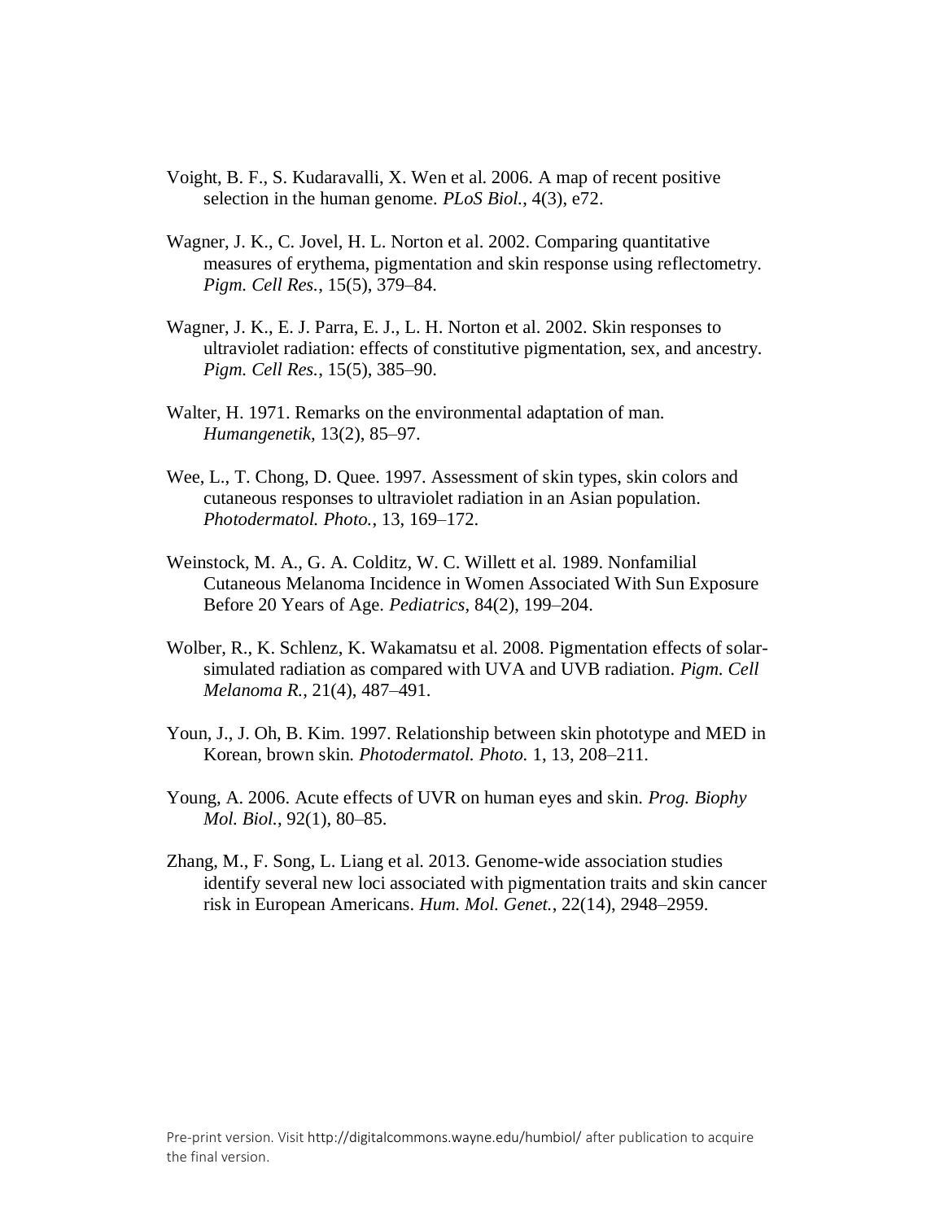Voight, B. F., S. Kudaravalli, X. Wen et al. 2006. A map of recent positive selection in the human genome. *PLoS Biol.*, 4(3), e72.

Wagner, J. K., C. Jovel, H. L. Norton et al. 2002. Comparing quantitative measures of erythema, pigmentation and skin response using reflectometry. *Pigm. Cell Res.*, 15(5), 379–84.

Wagner, J. K., E. J. Parra, E. J., L. H. Norton et al. 2002. Skin responses to ultraviolet radiation: effects of constitutive pigmentation, sex, and ancestry. *Pigm. Cell Res.*, 15(5), 385–90.

Walter, H. 1971. Remarks on the environmental adaptation of man. *Humangenetik*, 13(2), 85–97.

Wee, L., T. Chong, D. Quee. 1997. Assessment of skin types, skin colors and cutaneous responses to ultraviolet radiation in an Asian population. *Photodermatol. Photo.*, 13, 169–172.

Weinstock, M. A., G. A. Colditz, W. C. Willett et al. 1989. Nonfamilial Cutaneous Melanoma Incidence in Women Associated With Sun Exposure Before 20 Years of Age. *Pediatrics*, 84(2), 199–204.

Wolber, R., K. Schlenz, K. Wakamatsu et al. 2008. Pigmentation effects of solar-simulated radiation as compared with UVA and UVB radiation. *Pigm. Cell Melanoma R.*, 21(4), 487–491.

Youn, J., J. Oh, B. Kim. 1997. Relationship between skin phototype and MED in Korean, brown skin. *Photodermatol. Photo.* 1, 13, 208–211.

Young, A. 2006. Acute effects of UVR on human eyes and skin. *Prog. Biophy Mol. Biol.*, 92(1), 80–85.

Zhang, M., F. Song, L. Liang et al. 2013. Genome-wide association studies identify several new loci associated with pigmentation traits and skin cancer risk in European Americans. *Hum. Mol. Genet.*, 22(14), 2948–2959.

Pre-print version. Visit http://digitalcommons.wayne.edu/humbiol/ after publication to acquire the final version.